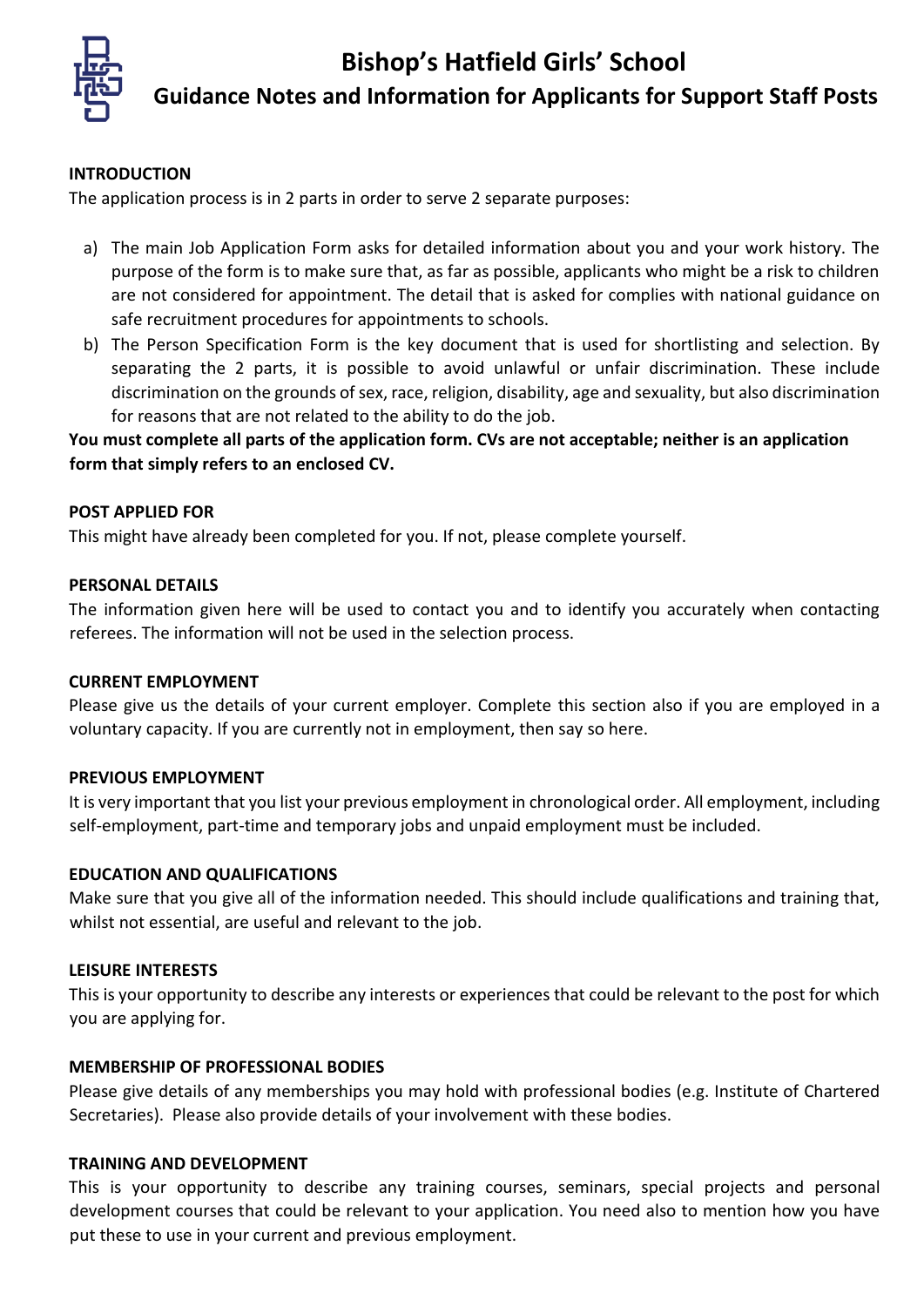# Bishop's Hatfield Girls' School

## Guidance Notes and Information for Applicants for Support Staff Posts

**INTRODUCTION**

The application process is in 2 parts in order to serve 2 separate purposes:

a) The main Job Application Form asks for detailed information about you and your work history. The purpose of the form is to make sure that, as far as possible, applicants who might be a risk to children are not considered for appointment. The detail that is asked for complies with national guidance on safe recruitment procedures for appointments to schools.

b) The Person Specification Form is the key document that is used for shortlisting and selection. By separating the 2 parts, it is possible to avoid unlawful or unfair discrimination. These include discrimination on the grounds of sex, race, religion, disability, age and sexuality, but also discrimination for reasons that are not related to the ability to do the job.

**You must complete all parts of the application form. CVs are not acceptable; neither is an application form that simply refers to an enclosed CV.**

**POST APPLIED FOR**

This might have already been completed for you. If not, please complete yourself.

**PERSONAL DETAILS**

The information given here will be used to contact you and to identify you accurately when contacting referees. The information will not be used in the selection process.

**CURRENT EMPLOYMENT**

Please give us the details of your current employer. Complete this section also if you are employed in a voluntary capacity. If you are currently not in employment, then say so here.

**PREVIOUS EMPLOYMENT**

It is very important that you list your previous employment in chronological order. All employment, including self-employment, part-time and temporary jobs and unpaid employment must be included.

**EDUCATION AND QUALIFICATIONS**

Make sure that you give all of the information needed. This should include qualifications and training that, whilst not essential, are useful and relevant to the job.

**LEISURE INTERESTS**

This is your opportunity to describe any interests or experiences that could be relevant to the post for which you are applying for.

**MEMBERSHIP OF PROFESSIONAL BODIES**

Please give details of any memberships you may hold with professional bodies (e.g. Institute of Chartered Secretaries). Please also provide details of your involvement with these bodies.

**TRAINING AND DEVELOPMENT**

This is your opportunity to describe any training courses, seminars, special projects and personal development courses that could be relevant to your application. You need also to mention how you have put these to use in your current and previous employment.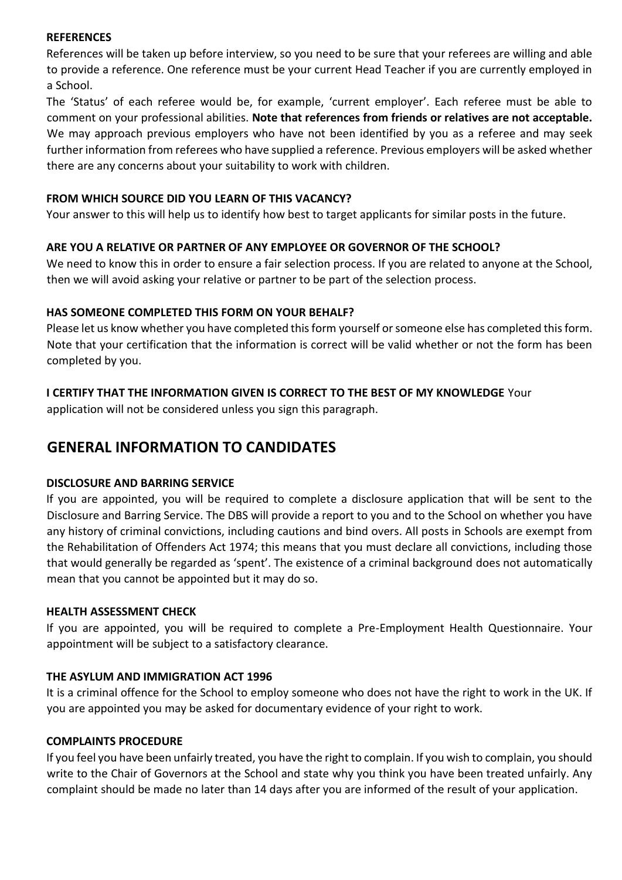**REFERENCES**

References will be taken up before interview, so you need to be sure that your referees are willing and able to provide a reference. One reference must be your current Head Teacher if you are currently employed in a School.

The 'Status' of each referee would be, for example, 'current employer'. Each referee must be able to comment on your professional abilities. **Note that references from friends or relatives are not acceptable.** We may approach previous employers who have not been identified by you as a referee and may seek further information from referees who have supplied a reference. Previous employers will be asked whether there are any concerns about your suitability to work with children.

**FROM WHICH SOURCE DID YOU LEARN OF THIS VACANCY?**

Your answer to this will help us to identify how best to target applicants for similar posts in the future.

**ARE YOU A RELATIVE OR PARTNER OF ANY EMPLOYEE OR GOVERNOR OF THE SCHOOL?**

We need to know this in order to ensure a fair selection process. If you are related to anyone at the School, then we will avoid asking your relative or partner to be part of the selection process.

**HAS SOMEONE COMPLETED THIS FORM ON YOUR BEHALF?**

Please let us know whether you have completed this form yourself or someone else has completed this form. Note that your certification that the information is correct will be valid whether or not the form has been completed by you.

**I CERTIFY THAT THE INFORMATION GIVEN IS CORRECT TO THE BEST OF MY KNOWLEDGE** Your application will not be considered unless you sign this paragraph.

## GENERAL INFORMATION TO CANDIDATES

**DISCLOSURE AND BARRING SERVICE**

If you are appointed, you will be required to complete a disclosure application that will be sent to the Disclosure and Barring Service. The DBS will provide a report to you and to the School on whether you have any history of criminal convictions, including cautions and bind overs. All posts in Schools are exempt from the Rehabilitation of Offenders Act 1974; this means that you must declare all convictions, including those that would generally be regarded as 'spent'. The existence of a criminal background does not automatically mean that you cannot be appointed but it may do so.

**HEALTH ASSESSMENT CHECK**

If you are appointed, you will be required to complete a Pre-Employment Health Questionnaire. Your appointment will be subject to a satisfactory clearance.

**THE ASYLUM AND IMMIGRATION ACT 1996**

It is a criminal offence for the School to employ someone who does not have the right to work in the UK. If you are appointed you may be asked for documentary evidence of your right to work.

**COMPLAINTS PROCEDURE**

If you feel you have been unfairly treated, you have the right to complain. If you wish to complain, you should write to the Chair of Governors at the School and state why you think you have been treated unfairly. Any complaint should be made no later than 14 days after you are informed of the result of your application.